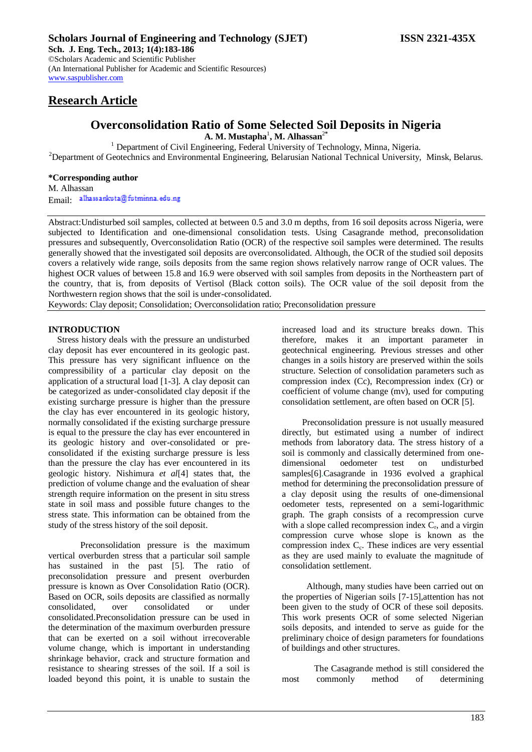**Scholars Journal of Engineering and Technology (SJET) ISSN 2321-435X**

**Sch. J. Eng. Tech., 2013; 1(4):183-186**
©Scholars Academic and Scientific Publisher
(An International Publisher for Academic and Scientific Resources)
www.saspublisher.com

## Research Article

# Overconsolidation Ratio of Some Selected Soil Deposits in Nigeria

**A. M. Mustapha**[1], **M. Alhassan**[2*]

[1] Department of Civil Engineering, Federal University of Technology, Minna, Nigeria.
[2]Department of Geotechnics and Environmental Engineering, Belarusian National Technical University, Minsk, Belarus.

**\*Corresponding author**
M. Alhassan
Email: alhassankuta@futminna.edu.ng

Abstract:Undisturbed soil samples, collected at between 0.5 and 3.0 m depths, from 16 soil deposits across Nigeria, were subjected to Identification and one-dimensional consolidation tests. Using Casagrande method, preconsolidation pressures and subsequently, Overconsolidation Ratio (OCR) of the respective soil samples were determined. The results generally showed that the investigated soil deposits are overconsolidated. Although, the OCR of the studied soil deposits covers a relatively wide range, soils deposits from the same region shows relatively narrow range of OCR values. The highest OCR values of between 15.8 and 16.9 were observed with soil samples from deposits in the Northeastern part of the country, that is, from deposits of Vertisol (Black cotton soils). The OCR value of the soil deposit from the Northwestern region shows that the soil is under-consolidated.

Keywords: Clay deposit; Consolidation; Overconsolidation ratio; Preconsolidation pressure

## INTRODUCTION

Stress history deals with the pressure an undisturbed clay deposit has ever encountered in its geologic past. This pressure has very significant influence on the compressibility of a particular clay deposit on the application of a structural load [1-3]. A clay deposit can be categorized as under-consolidated clay deposit if the existing surcharge pressure is higher than the pressure the clay has ever encountered in its geologic history, normally consolidated if the existing surcharge pressure is equal to the pressure the clay has ever encountered in its geologic history and over-consolidated or pre-consolidated if the existing surcharge pressure is less than the pressure the clay has ever encountered in its geologic history. Nishimura *et al*[4] states that, the prediction of volume change and the evaluation of shear strength require information on the present in situ stress state in soil mass and possible future changes to the stress state. This information can be obtained from the study of the stress history of the soil deposit.

Preconsolidation pressure is the maximum vertical overburden stress that a particular soil sample has sustained in the past [5]. The ratio of preconsolidation pressure and present overburden pressure is known as Over Consolidation Ratio (OCR). Based on OCR, soils deposits are classified as normally consolidated, over consolidated or under consolidated.Preconsolidation pressure can be used in the determination of the maximum overburden pressure that can be exerted on a soil without irrecoverable volume change, which is important in understanding shrinkage behavior, crack and structure formation and resistance to shearing stresses of the soil. If a soil is loaded beyond this point, it is unable to sustain the increased load and its structure breaks down. This therefore, makes it an important parameter in geotechnical engineering. Previous stresses and other changes in a soils history are preserved within the soils structure. Selection of consolidation parameters such as compression index (Cc), Recompression index (Cr) or coefficient of volume change (mv), used for computing consolidation settlement, are often based on OCR [5].

Preconsolidation pressure is not usually measured directly, but estimated using a number of indirect methods from laboratory data. The stress history of a soil is commonly and classically determined from one-dimensional oedometer test on undisturbed samples[6].Casagrande in 1936 evolved a graphical method for determining the preconsolidation pressure of a clay deposit using the results of one-dimensional oedometer tests, represented on a semi-logarithmic graph. The graph consists of a recompression curve with a slope called recompression index $C_r$, and a virgin compression curve whose slope is known as the compression index $C_c$. These indices are very essential as they are used mainly to evaluate the magnitude of consolidation settlement.

Although, many studies have been carried out on the properties of Nigerian soils [7-15],attention has not been given to the study of OCR of these soil deposits. This work presents OCR of some selected Nigerian soils deposits, and intended to serve as guide for the preliminary choice of design parameters for foundations of buildings and other structures.

The Casagrande method is still considered the most commonly method of determining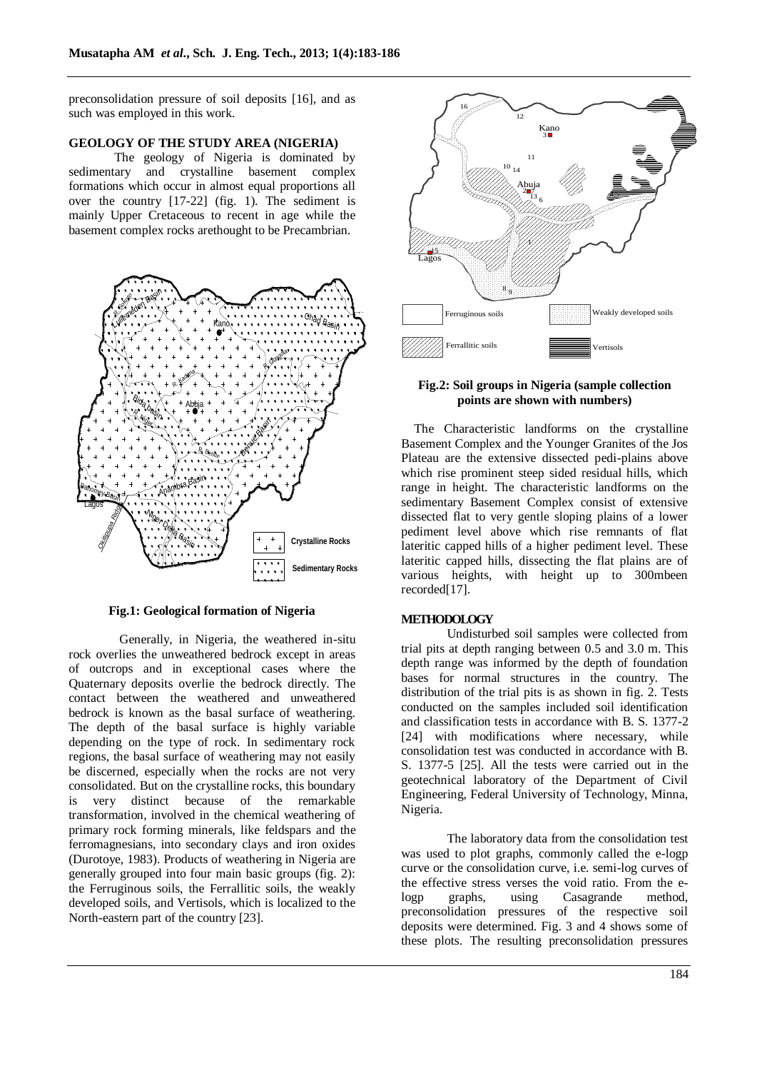preconsolidation pressure of soil deposits [16], and as such was employed in this work.

## GEOLOGY OF THE STUDY AREA (NIGERIA)

The geology of Nigeria is dominated by sedimentary and crystalline basement complex formations which occur in almost equal proportions all over the country [17-22] (fig. 1). The sediment is mainly Upper Cretaceous to recent in age while the basement complex rocks arethought to be Precambrian.

**Fig.1: Geological formation of Nigeria**

Generally, in Nigeria, the weathered in-situ rock overlies the unweathered bedrock except in areas of outcrops and in exceptional cases where the Quaternary deposits overlie the bedrock directly. The contact between the weathered and unweathered bedrock is known as the basal surface of weathering. The depth of the basal surface is highly variable depending on the type of rock. In sedimentary rock regions, the basal surface of weathering may not easily be discerned, especially when the rocks are not very consolidated. But on the crystalline rocks, this boundary is very distinct because of the remarkable transformation, involved in the chemical weathering of primary rock forming minerals, like feldspars and the ferromagnesians, into secondary clays and iron oxides (Durotoye, 1983). Products of weathering in Nigeria are generally grouped into four main basic groups (fig. 2): the Ferruginous soils, the Ferrallitic soils, the weakly developed soils, and Vertisols, which is localized to the North-eastern part of the country [23].

**Fig.2: Soil groups in Nigeria (sample collection points are shown with numbers)**

The Characteristic landforms on the crystalline Basement Complex and the Younger Granites of the Jos Plateau are the extensive dissected pedi-plains above which rise prominent steep sided residual hills, which range in height. The characteristic landforms on the sedimentary Basement Complex consist of extensive dissected flat to very gentle sloping plains of a lower pediment level above which rise remnants of flat lateritic capped hills of a higher pediment level. These lateritic capped hills, dissecting the flat plains are of various heights, with height up to 300mbeen recorded[17].

## METHODOLOGY

Undisturbed soil samples were collected from trial pits at depth ranging between 0.5 and 3.0 m. This depth range was informed by the depth of foundation bases for normal structures in the country. The distribution of the trial pits is as shown in fig. 2. Tests conducted on the samples included soil identification and classification tests in accordance with B. S. 1377-2 [24] with modifications where necessary, while consolidation test was conducted in accordance with B. S. 1377-5 [25]. All the tests were carried out in the geotechnical laboratory of the Department of Civil Engineering, Federal University of Technology, Minna, Nigeria.

The laboratory data from the consolidation test was used to plot graphs, commonly called the e-logp curve or the consolidation curve, i.e. semi-log curves of the effective stress verses the void ratio. From the e-logp graphs, using Casagrande method, preconsolidation pressures of the respective soil deposits were determined. Fig. 3 and 4 shows some of these plots. The resulting preconsolidation pressures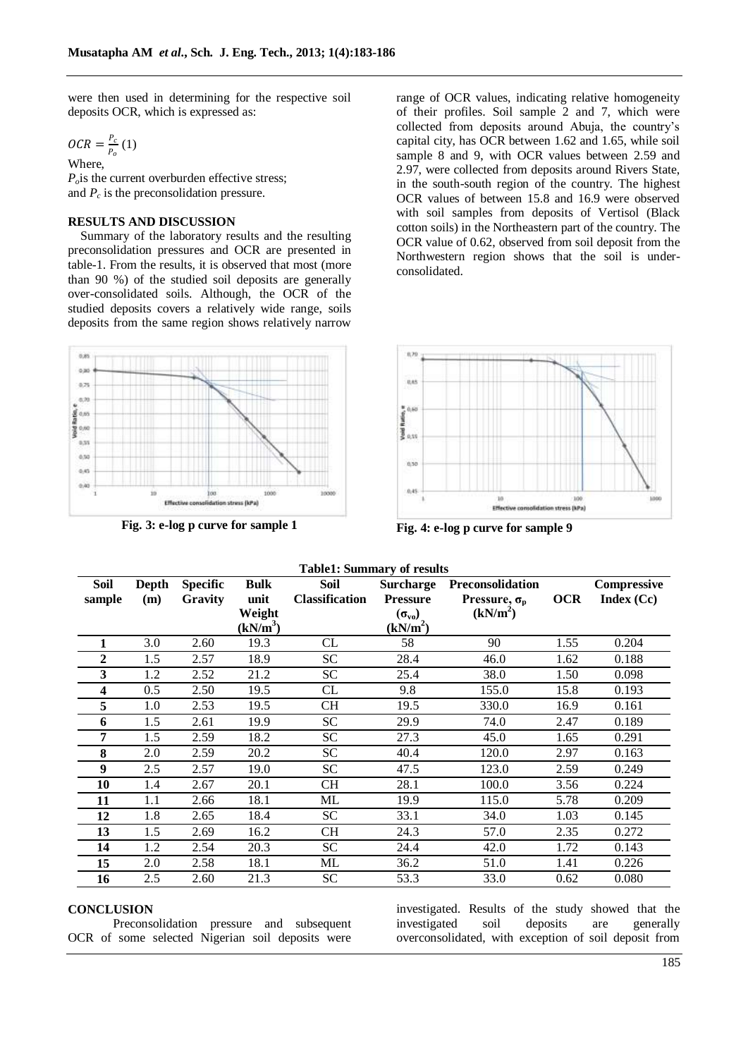were then used in determining for the respective soil deposits OCR, which is expressed as:

$$OCR = \frac{P_c}{P_o} \quad (1)$$

Where,

$P_o$ is the current overburden effective stress; and $P_c$ is the preconsolidation pressure.

## RESULTS AND DISCUSSION

Summary of the laboratory results and the resulting preconsolidation pressures and OCR are presented in table-1. From the results, it is observed that most (more than 90 %) of the studied soil deposits are generally over-consolidated soils. Although, the OCR of the studied deposits covers a relatively wide range, soils deposits from the same region shows relatively narrow range of OCR values, indicating relative homogeneity of their profiles. Soil sample 2 and 7, which were collected from deposits around Abuja, the country's capital city, has OCR between 1.62 and 1.65, while soil sample 8 and 9, with OCR values between 2.59 and 2.97, were collected from deposits around Rivers State, in the south-south region of the country. The highest OCR values of between 15.8 and 16.9 were observed with soil samples from deposits of Vertisol (Black cotton soils) in the Northeastern part of the country. The OCR value of 0.62, observed from soil deposit from the Northwestern region shows that the soil is under-consolidated.

**Fig. 3: e-log p curve for sample 1**

**Fig. 4: e-log p curve for sample 9**

**Table1: Summary of results**

| Soil sample | Depth (m) | Specific Gravity | Bulk unit Weight (kN/m$^3$) | Soil Classification | Surcharge Pressure ($\sigma_{vo}$) (kN/m$^2$) | Preconsolidation Pressure, $\sigma_p$ (kN/m$^2$) | OCR | Compressive Index (Cc) |
|---|---|---|---|---|---|---|---|---|
| **1** | 3.0 | 2.60 | 19.3 | CL | 58 | 90 | 1.55 | 0.204 |
| **2** | 1.5 | 2.57 | 18.9 | SC | 28.4 | 46.0 | 1.62 | 0.188 |
| **3** | 1.2 | 2.52 | 21.2 | SC | 25.4 | 38.0 | 1.50 | 0.098 |
| **4** | 0.5 | 2.50 | 19.5 | CL | 9.8 | 155.0 | 15.8 | 0.193 |
| **5** | 1.0 | 2.53 | 19.5 | CH | 19.5 | 330.0 | 16.9 | 0.161 |
| **6** | 1.5 | 2.61 | 19.9 | SC | 29.9 | 74.0 | 2.47 | 0.189 |
| **7** | 1.5 | 2.59 | 18.2 | SC | 27.3 | 45.0 | 1.65 | 0.291 |
| **8** | 2.0 | 2.59 | 20.2 | SC | 40.4 | 120.0 | 2.97 | 0.163 |
| **9** | 2.5 | 2.57 | 19.0 | SC | 47.5 | 123.0 | 2.59 | 0.249 |
| **10** | 1.4 | 2.67 | 20.1 | CH | 28.1 | 100.0 | 3.56 | 0.224 |
| **11** | 1.1 | 2.66 | 18.1 | ML | 19.9 | 115.0 | 5.78 | 0.209 |
| **12** | 1.8 | 2.65 | 18.4 | SC | 33.1 | 34.0 | 1.03 | 0.145 |
| **13** | 1.5 | 2.69 | 16.2 | CH | 24.3 | 57.0 | 2.35 | 0.272 |
| **14** | 1.2 | 2.54 | 20.3 | SC | 24.4 | 42.0 | 1.72 | 0.143 |
| **15** | 2.0 | 2.58 | 18.1 | ML | 36.2 | 51.0 | 1.41 | 0.226 |
| **16** | 2.5 | 2.60 | 21.3 | SC | 53.3 | 33.0 | 0.62 | 0.080 |

## CONCLUSION

Preconsolidation pressure and subsequent OCR of some selected Nigerian soil deposits were investigated. Results of the study showed that the investigated soil deposits are generally overconsolidated, with exception of soil deposit from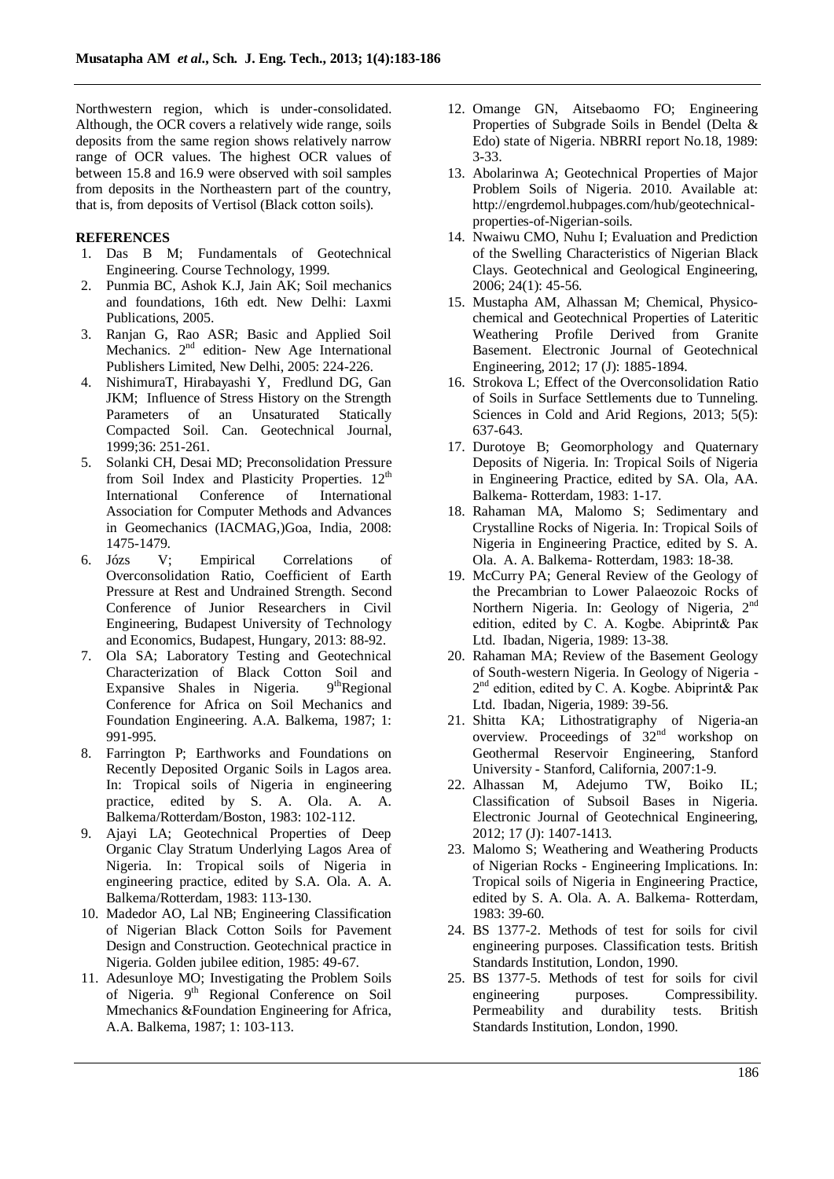Northwestern region, which is under-consolidated. Although, the OCR covers a relatively wide range, soils deposits from the same region shows relatively narrow range of OCR values. The highest OCR values of between 15.8 and 16.9 were observed with soil samples from deposits in the Northeastern part of the country, that is, from deposits of Vertisol (Black cotton soils).

**REFERENCES**

1. Das B M; Fundamentals of Geotechnical Engineering. Course Technology, 1999.
2. Punmia BC, Ashok K.J, Jain AK; Soil mechanics and foundations, 16th edt. New Delhi: Laxmi Publications, 2005.
3. Ranjan G, Rao ASR; Basic and Applied Soil Mechanics. 2nd edition- New Age International Publishers Limited, New Delhi, 2005: 224-226.
4. NishimuraT, Hirabayashi Y, Fredlund DG, Gan JKM; Influence of Stress History on the Strength Parameters of an Unsaturated Statically Compacted Soil. Can. Geotechnical Journal, 1999;36: 251-261.
5. Solanki CH, Desai MD; Preconsolidation Pressure from Soil Index and Plasticity Properties. 12th International Conference of International Association for Computer Methods and Advances in Geomechanics (IACMAG,)Goa, India, 2008: 1475-1479.
6. Józs V; Empirical Correlations of Overconsolidation Ratio, Coefficient of Earth Pressure at Rest and Undrained Strength. Second Conference of Junior Researchers in Civil Engineering, Budapest University of Technology and Economics, Budapest, Hungary, 2013: 88-92.
7. Ola SA; Laboratory Testing and Geotechnical Characterization of Black Cotton Soil and Expansive Shales in Nigeria. 9thRegional Conference for Africa on Soil Mechanics and Foundation Engineering. A.A. Balkema, 1987; 1: 991-995.
8. Farrington P; Earthworks and Foundations on Recently Deposited Organic Soils in Lagos area. In: Tropical soils of Nigeria in engineering practice, edited by S. A. Ola. A. A. Balkema/Rotterdam/Boston, 1983: 102-112.
9. Ajayi LA; Geotechnical Properties of Deep Organic Clay Stratum Underlying Lagos Area of Nigeria. In: Tropical soils of Nigeria in engineering practice, edited by S.A. Ola. A. A. Balkema/Rotterdam, 1983: 113-130.
10. Madedor AO, Lal NB; Engineering Classification of Nigerian Black Cotton Soils for Pavement Design and Construction. Geotechnical practice in Nigeria. Golden jubilee edition, 1985: 49-67.
11. Adesunloye MO; Investigating the Problem Soils of Nigeria. 9th Regional Conference on Soil Mmechanics &Foundation Engineering for Africa, A.A. Balkema, 1987; 1: 103-113.
12. Omange GN, Aitsebaomo FO; Engineering Properties of Subgrade Soils in Bendel (Delta & Edo) state of Nigeria. NBRRI report No.18, 1989: 3-33.
13. Abolarinwa A; Geotechnical Properties of Major Problem Soils of Nigeria. 2010. Available at: http://engrdemol.hubpages.com/hub/geotechnical-properties-of-Nigerian-soils.
14. Nwaiwu CMO, Nuhu I; Evaluation and Prediction of the Swelling Characteristics of Nigerian Black Clays. Geotechnical and Geological Engineering, 2006; 24(1): 45-56.
15. Mustapha AM, Alhassan M; Chemical, Physico-chemical and Geotechnical Properties of Lateritic Weathering Profile Derived from Granite Basement. Electronic Journal of Geotechnical Engineering, 2012; 17 (J): 1885-1894.
16. Strokova L; Effect of the Overconsolidation Ratio of Soils in Surface Settlements due to Tunneling. Sciences in Cold and Arid Regions, 2013; 5(5): 637-643.
17. Durotoye B; Geomorphology and Quaternary Deposits of Nigeria. In: Tropical Soils of Nigeria in Engineering Practice, edited by SA. Ola, AA. Balkema- Rotterdam, 1983: 1-17.
18. Rahaman MA, Malomo S; Sedimentary and Crystalline Rocks of Nigeria. In: Tropical Soils of Nigeria in Engineering Practice, edited by S. A. Ola. A. A. Balkema- Rotterdam, 1983: 18-38.
19. McCurry PA; General Review of the Geology of the Precambrian to Lower Palaeozoic Rocks of Northern Nigeria. In: Geology of Nigeria, 2nd edition, edited by C. A. Kogbe. Abiprint& Paк Ltd. Ibadan, Nigeria, 1989: 13-38.
20. Rahaman MA; Review of the Basement Geology of South-western Nigeria. In Geology of Nigeria - 2nd edition, edited by C. A. Kogbe. Abiprint& Paк Ltd. Ibadan, Nigeria, 1989: 39-56.
21. Shitta KA; Lithostratigraphy of Nigeria-an overview. Proceedings of 32nd workshop on Geothermal Reservoir Engineering, Stanford University - Stanford, California, 2007:1-9.
22. Alhassan M, Adejumo TW, Boiko IL; Classification of Subsoil Bases in Nigeria. Electronic Journal of Geotechnical Engineering, 2012; 17 (J): 1407-1413.
23. Malomo S; Weathering and Weathering Products of Nigerian Rocks - Engineering Implications. In: Tropical soils of Nigeria in Engineering Practice, edited by S. A. Ola. A. A. Balkema- Rotterdam, 1983: 39-60.
24. BS 1377-2. Methods of test for soils for civil engineering purposes. Classification tests. British Standards Institution, London, 1990.
25. BS 1377-5. Methods of test for soils for civil engineering purposes. Compressibility. Permeability and durability tests. British Standards Institution, London, 1990.